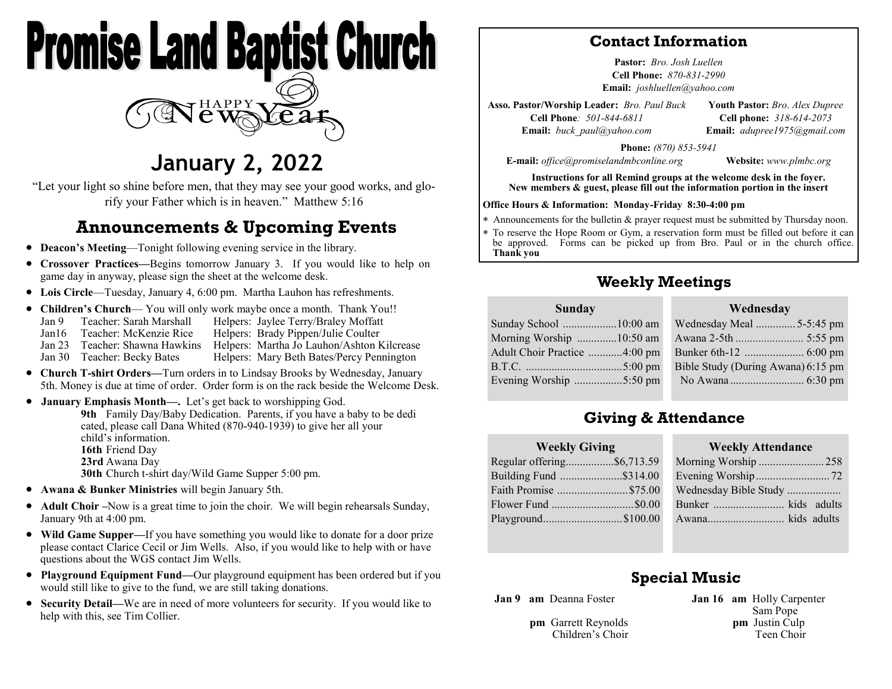# Promise Land Baptist Church

HAPPY New Year

## January 2, 2022

"Let your light so shine before men, that they may see your good works, and glorify your Father which is in heaven." Matthew 5:16

## Announcements & Upcoming Events

- **Deacon's Meeting**—Tonight following evening service in the library.
- **Crossover Practices—**Begins tomorrow January 3. If you would like to help on game day in anyway, please sign the sheet at the welcome desk.
- **Lois Circle**—Tuesday, January 4, 6:00 pm. Martha Lauhon has refreshments.
- **Children's Church**— You will only work maybe once a month. Thank You!!

| | | |
|---|---|---|
| Jan 9 | Teacher: Sarah Marshall | Helpers: Jaylee Terry/Braley Moffatt |
| Jan16 | Teacher: McKenzie Rice | Helpers: Brady Pippen/Julie Coulter |
| Jan 23 | Teacher: Shawna Hawkins | Helpers: Martha Jo Lauhon/Ashton Kilcrease |
| Jan 30 | Teacher: Becky Bates | Helpers: Mary Beth Bates/Percy Pennington |

- **Church T-shirt Orders—**Turn orders in to Lindsay Brooks by Wednesday, January 5th. Money is due at time of order. Order form is on the rack beside the Welcome Desk.
- **January Emphasis Month—.** Let's get back to worshipping God.
  - **9th** Family Day/Baby Dedication. Parents, if you have a baby to be dedicated, please call Dana Whited (870-940-1939) to give her all your child's information.
  - **16th** Friend Day
  - **23rd** Awana Day
  - **30th** Church t-shirt day/Wild Game Supper 5:00 pm.
- **Awana & Bunker Ministries** will begin January 5th.
- **Adult Choir –**Now is a great time to join the choir. We will begin rehearsals Sunday, January 9th at 4:00 pm.
- **Wild Game Supper—**If you have something you would like to donate for a door prize please contact Clarice Cecil or Jim Wells. Also, if you would like to help with or have questions about the WGS contact Jim Wells.
- **Playground Equipment Fund—**Our playground equipment has been ordered but if you would still like to give to the fund, we are still taking donations.
- **Security Detail—**We are in need of more volunteers for security. If you would like to help with this, see Tim Collier.

## Contact Information

**Pastor:** *Bro. Josh Luellen*
**Cell Phone:** *870-831-2990*
**Email:** *joshluellen@yahoo.com*

**Asso. Pastor/Worship Leader:** *Bro. Paul Buck*
**Cell Phone**: *501-844-6811*
**Email:** *buck_paul@yahoo.com*

**Youth Pastor:** *Bro. Alex Dupree*
**Cell phone:** *318-614-2073*
**Email:** *adupree1975@gmail.com*

**Phone:** *(870) 853-5941*
**E-mail:** *office@promiselandmbconline.org* **Website:** *www.plmbc.org*

**Instructions for all Remind groups at the welcome desk in the foyer. New members & guest, please fill out the information portion in the insert**

**Office Hours & Information: Monday-Friday 8:30-4:00 pm**

* Announcements for the bulletin & prayer request must be submitted by Thursday noon.
* To reserve the Hope Room or Gym, a reservation form must be filled out before it can be approved. Forms can be picked up from Bro. Paul or in the church office. **Thank you**

## Weekly Meetings

**Sunday**

| | |
|---|---|
| Sunday School | 10:00 am |
| Morning Worship | 10:50 am |
| Adult Choir Practice | 4:00 pm |
| B.T.C. | 5:00 pm |
| Evening Worship | 5:50 pm |

**Wednesday**

| | |
|---|---|
| Wednesday Meal | 5-5:45 pm |
| Awana 2-5th | 5:55 pm |
| Bunker 6th-12 | 6:00 pm |
| Bible Study (During Awana) | 6:15 pm |
| No Awana | 6:30 pm |

## Giving & Attendance

**Weekly Giving**

| | |
|---|---|
| Regular offering | $6,713.59 |
| Building Fund | $314.00 |
| Faith Promise | $75.00 |
| Flower Fund | $0.00 |
| Playground | $100.00 |

**Weekly Attendance**

| | |
|---|---|
| Morning Worship | 258 |
| Evening Worship | 72 |
| Wednesday Bible Study | |
| Bunker | kids adults |
| Awana | kids adults |

## Special Music

**Jan 9** **am** Deanna Foster
**pm** Garrett Reynolds, Children's Choir

**Jan 16** **am** Holly Carpenter, Sam Pope
**pm** Justin Culp, Teen Choir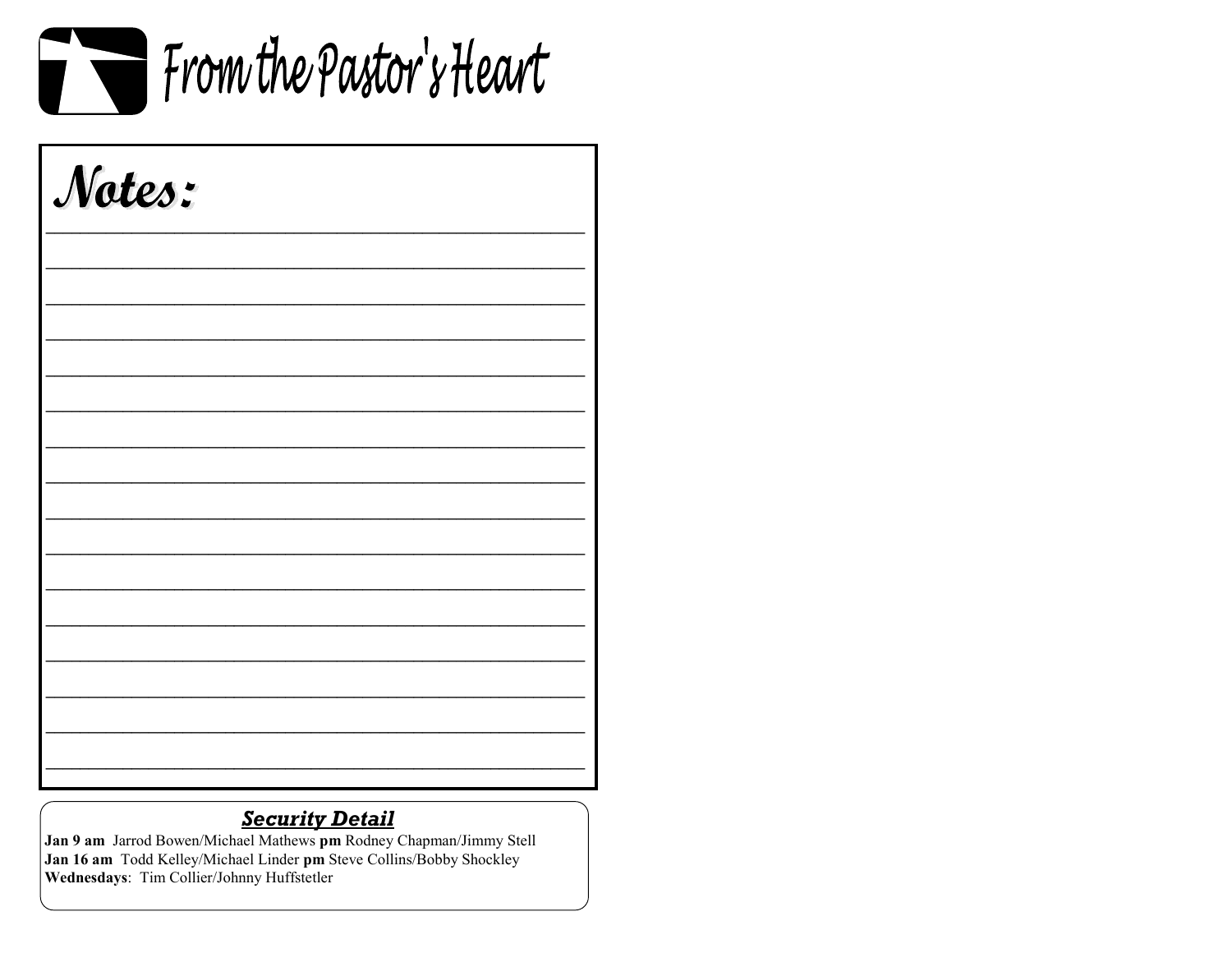# From the Pastor's Heart

## Notes:

________________________________________________

________________________________________________

________________________________________________

________________________________________________

________________________________________________

________________________________________________

________________________________________________

________________________________________________

________________________________________________

________________________________________________

________________________________________________

________________________________________________

________________________________________________

________________________________________________

________________________________________________

________________________________________________

### ***Security Detail***

**Jan 9 am** Jarrod Bowen/Michael Mathews **pm** Rodney Chapman/Jimmy Stell
**Jan 16 am** Todd Kelley/Michael Linder **pm** Steve Collins/Bobby Shockley
**Wednesdays**: Tim Collier/Johnny Huffstetler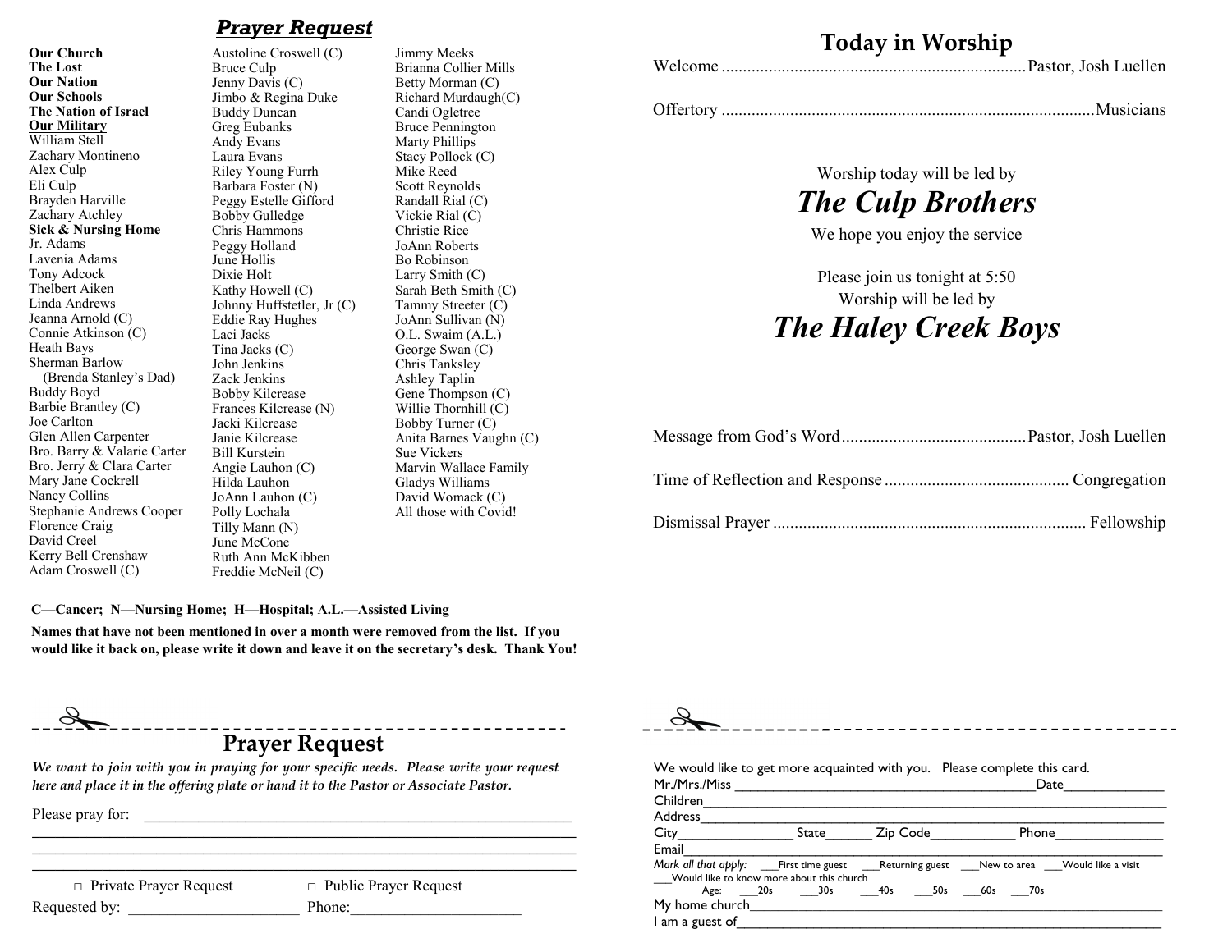## *Prayer Request*

**Our Church**
**The Lost**
**Our Nation**
**Our Schools**
**The Nation of Israel**
**Our Military**

William Stell
Zachary Montineno
Alex Culp
Eli Culp
Brayden Harville
Zachary Atchley

**Sick & Nursing Home**

Jr. Adams
Lavenia Adams
Tony Adcock
Thelbert Aiken
Linda Andrews
Jeanna Arnold (C)
Connie Atkinson (C)
Heath Bays
Sherman Barlow
(Brenda Stanley's Dad)
Buddy Boyd
Barbie Brantley (C)
Joe Carlton
Glen Allen Carpenter
Bro. Barry & Valarie Carter
Bro. Jerry & Clara Carter
Mary Jane Cockrell
Nancy Collins
Stephanie Andrews Cooper
Florence Craig
David Creel
Kerry Bell Crenshaw
Adam Croswell (C)
Austoline Croswell (C)
Bruce Culp
Jenny Davis (C)
Jimbo & Regina Duke
Buddy Duncan
Greg Eubanks
Andy Evans
Laura Evans
Riley Young Furrh
Barbara Foster (N)
Peggy Estelle Gifford
Bobby Gulledge
Chris Hammons
Peggy Holland
June Hollis
Dixie Holt
Kathy Howell (C)
Johnny Huffstetler, Jr (C)
Eddie Ray Hughes
Laci Jacks
Tina Jacks (C)
John Jenkins
Zack Jenkins
Bobby Kilcrease
Frances Kilcrease (N)
Jacki Kilcrease
Janie Kilcrease
Bill Kurstein
Angie Lauhon (C)
Hilda Lauhon
JoAnn Lauhon (C)
Polly Lochala
Tilly Mann (N)
June McCone
Ruth Ann McKibben
Freddie McNeil (C)
Jimmy Meeks
Brianna Collier Mills
Betty Morman (C)
Richard Murdaugh(C)
Candi Ogletree
Bruce Pennington
Marty Phillips
Stacy Pollock (C)
Mike Reed
Scott Reynolds
Randall Rial (C)
Vickie Rial (C)
Christie Rice
JoAnn Roberts
Bo Robinson
Larry Smith (C)
Sarah Beth Smith (C)
Tammy Streeter (C)
JoAnn Sullivan (N)
O.L. Swaim (A.L.)
George Swan (C)
Chris Tanksley
Ashley Taplin
Gene Thompson (C)
Willie Thornhill (C)
Bobby Turner (C)
Anita Barnes Vaughn (C)
Sue Vickers
Marvin Wallace Family
Gladys Williams
David Womack (C)
All those with Covid!

**C—Cancer; N—Nursing Home; H—Hospital; A.L.—Assisted Living**

**Names that have not been mentioned in over a month were removed from the list. If you would like it back on, please write it down and leave it on the secretary's desk. Thank You!**

# Today in Worship

Welcome ...................................................................... Pastor, Josh Luellen

Offertory ...................................................................................... Musicians

Worship today will be led by

***The Culp Brothers***

We hope you enjoy the service

Please join us tonight at 5:50
Worship will be led by

***The Haley Creek Boys***

Message from God's Word........................................... Pastor, Josh Luellen

Time of Reflection and Response ........................................... Congregation

Dismissal Prayer ........................................................................ Fellowship

---

## Prayer Request

*We want to join with you in praying for your specific needs. Please write your request here and place it in the offering plate or hand it to the Pastor or Associate Pastor.*

Please pray for: ________________________________________________
________________________________________________________________
________________________________________________________________
________________________________________________________________

□ Private Prayer Request □ Public Prayer Request

Requested by: ______________________ Phone:______________________

---

We would like to get more acquainted with you. Please complete this card.

Mr./Mrs./Miss ________________________________________Date_____________
Children_______________________________________________________________
Address________________________________________________________________
City_______________ State______ Zip Code___________ Phone______________
Email__________________________________________________________________

*Mark all that apply:* ___First time guest ___Returning guest ___New to area ___Would like a visit ___Would like to know more about this church

Age: ___20s ___30s ___40s ___50s ___60s ___70s

My home church_________________________________________________________
I am a guest of________________________________________________________